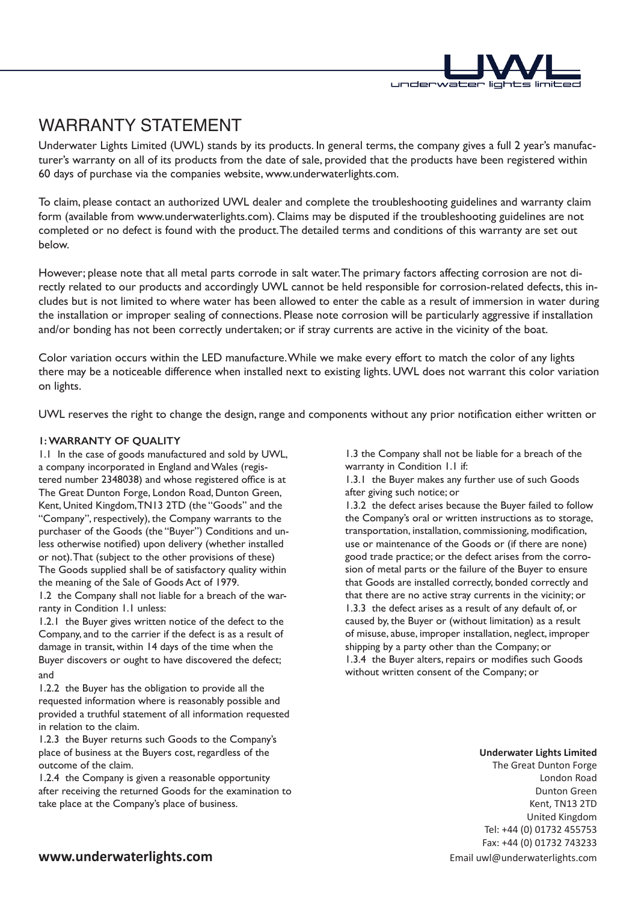# WARRANTY STATEMENT

Underwater Lights Limited (UWL) stands by its products. In general terms, the company gives a full 2 year's manufacturer's warranty on all of its products from the date of sale, provided that the products have been registered within 60 days of purchase via the companies website, www.underwaterlights.com.

To claim, please contact an authorized UWL dealer and complete the troubleshooting guidelines and warranty claim form (available from www.underwaterlights.com). Claims may be disputed if the troubleshooting guidelines are not completed or no defect is found with the product. The detailed terms and conditions of this warranty are set out below.

However; please note that all metal parts corrode in salt water. The primary factors affecting corrosion are not directly related to our products and accordingly UWL cannot be held responsible for corrosion-related defects, this includes but is not limited to where water has been allowed to enter the cable as a result of immersion in water during the installation or improper sealing of connections. Please note corrosion will be particularly aggressive if installation and/or bonding has not been correctly undertaken; or if stray currents are active in the vicinity of the boat.

Color variation occurs within the LED manufacture. While we make every effort to match the color of any lights there may be a noticeable difference when installed next to existing lights. UWL does not warrant this color variation on lights.

UWL reserves the right to change the design, range and components without any prior notification either written or

### 1: WARRANTY OF QUALITY

1.1 In the case of goods manufactured and sold by UWL, a company incorporated in England and Wales (registered number 2348038) and whose registered office is at The Great Dunton Forge, London Road, Dunton Green, Kent, United Kingdom, TN13 2TD (the "Goods" and the "Company", respectively), the Company warrants to the purchaser of the Goods (the "Buyer") Conditions and unless otherwise notified) upon delivery (whether installed or not). That (subject to the other provisions of these) The Goods supplied shall be of satisfactory quality within the meaning of the Sale of Goods Act of 1979.

1.2 the Company shall not liable for a breach of the warranty in Condition 1.1 unless:

1.2.1 the Buyer gives written notice of the defect to the Company, and to the carrier if the defect is as a result of damage in transit, within 14 days of the time when the Buyer discovers or ought to have discovered the defect; and

1.2.2 the Buyer has the obligation to provide all the requested information where is reasonably possible and provided a truthful statement of all information requested in relation to the claim.

1.2.3 the Buyer returns such Goods to the Company's place of business at the Buyers cost, regardless of the outcome of the claim.

1.2.4 the Company is given a reasonable opportunity after receiving the returned Goods for the examination to take place at the Company's place of business.

1.3 the Company shall not be liable for a breach of the warranty in Condition 1.1 if:

1.3.1 the Buyer makes any further use of such Goods after giving such notice; or

1.3.2 the defect arises because the Buyer failed to follow the Company's oral or written instructions as to storage, transportation, installation, commissioning, modification, use or maintenance of the Goods or (if there are none) good trade practice; or the defect arises from the corrosion of metal parts or the failure of the Buyer to ensure that Goods are installed correctly, bonded correctly and that there are no active stray currents in the vicinity; or

1.3.3 the defect arises as a result of any default of, or caused by, the Buyer or (without limitation) as a result of misuse, abuse, improper installation, neglect, improper shipping by a party other than the Company; or

1.3.4 the Buyer alters, repairs or modifies such Goods without written consent of the Company; or

**Underwater Lights Limited**
The Great Dunton Forge
London Road
Dunton Green
Kent, TN13 2TD
United Kingdom
Tel: +44 (0) 01732 455753
Fax: +44 (0) 01732 743233
Email uwl@underwaterlights.com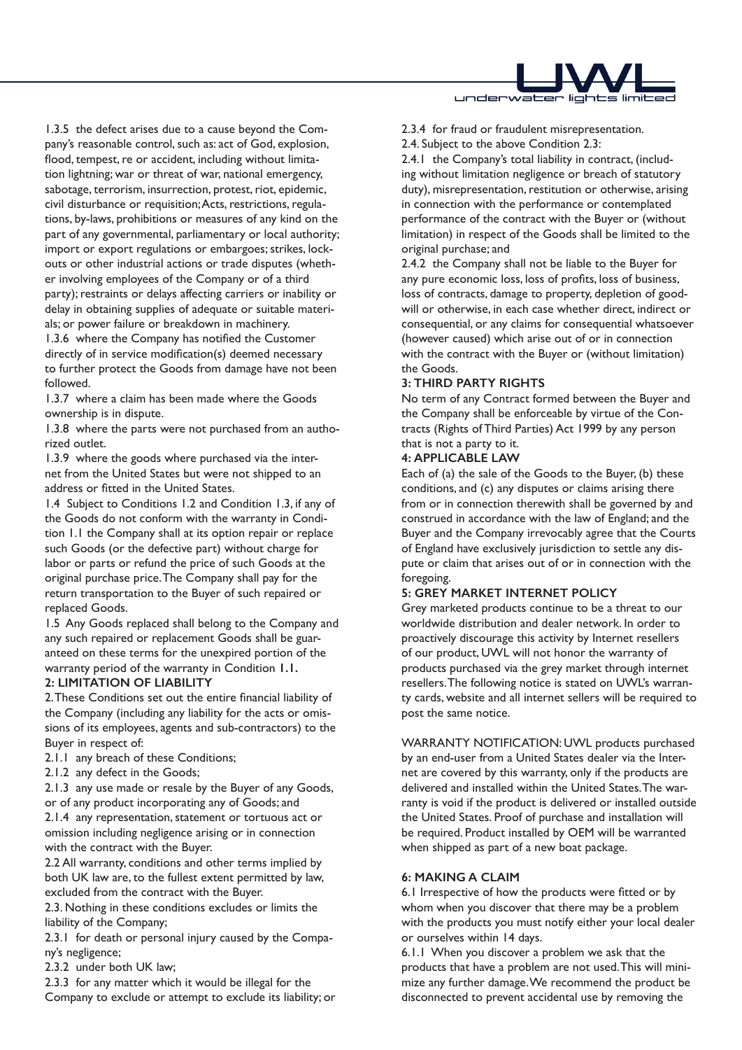1.3.5 the defect arises due to a cause beyond the Company's reasonable control, such as: act of God, explosion, flood, tempest, re or accident, including without limitation lightning; war or threat of war, national emergency, sabotage, terrorism, insurrection, protest, riot, epidemic, civil disturbance or requisition; Acts, restrictions, regulations, by-laws, prohibitions or measures of any kind on the part of any governmental, parliamentary or local authority; import or export regulations or embargoes; strikes, lock-outs or other industrial actions or trade disputes (whether involving employees of the Company or of a third party); restraints or delays affecting carriers or inability or delay in obtaining supplies of adequate or suitable materials; or power failure or breakdown in machinery.

1.3.6 where the Company has notified the Customer directly of in service modification(s) deemed necessary to further protect the Goods from damage have not been followed.

1.3.7 where a claim has been made where the Goods ownership is in dispute.

1.3.8 where the parts were not purchased from an authorized outlet.

1.3.9 where the goods where purchased via the internet from the United States but were not shipped to an address or fitted in the United States.

1.4 Subject to Conditions 1.2 and Condition 1.3, if any of the Goods do not conform with the warranty in Condition 1.1 the Company shall at its option repair or replace such Goods (or the defective part) without charge for labor or parts or refund the price of such Goods at the original purchase price. The Company shall pay for the return transportation to the Buyer of such repaired or replaced Goods.

1.5 Any Goods replaced shall belong to the Company and any such repaired or replacement Goods shall be guaranteed on these terms for the unexpired portion of the warranty period of the warranty in Condition **1.1.**

**2: LIMITATION OF LIABILITY**

2. These Conditions set out the entire financial liability of the Company (including any liability for the acts or omissions of its employees, agents and sub-contractors) to the Buyer in respect of:

2.1.1 any breach of these Conditions;

2.1.2 any defect in the Goods;

2.1.3 any use made or resale by the Buyer of any Goods, or of any product incorporating any of Goods; and

2.1.4 any representation, statement or tortuous act or omission including negligence arising or in connection with the contract with the Buyer.

2.2 All warranty, conditions and other terms implied by both UK law are, to the fullest extent permitted by law, excluded from the contract with the Buyer.

2.3. Nothing in these conditions excludes or limits the liability of the Company;

2.3.1 for death or personal injury caused by the Company's negligence;

2.3.2 under both UK law;

2.3.3 for any matter which it would be illegal for the Company to exclude or attempt to exclude its liability; or

2.3.4 for fraud or fraudulent misrepresentation.

2.4. Subject to the above Condition 2.3:

2.4.1 the Company's total liability in contract, (including without limitation negligence or breach of statutory duty), misrepresentation, restitution or otherwise, arising in connection with the performance or contemplated performance of the contract with the Buyer or (without limitation) in respect of the Goods shall be limited to the original purchase; and

2.4.2 the Company shall not be liable to the Buyer for any pure economic loss, loss of profits, loss of business, loss of contracts, damage to property, depletion of goodwill or otherwise, in each case whether direct, indirect or consequential, or any claims for consequential whatsoever (however caused) which arise out of or in connection with the contract with the Buyer or (without limitation) the Goods.

**3: THIRD PARTY RIGHTS**

No term of any Contract formed between the Buyer and the Company shall be enforceable by virtue of the Contracts (Rights of Third Parties) Act 1999 by any person that is not a party to it.

**4: APPLICABLE LAW**

Each of (a) the sale of the Goods to the Buyer, (b) these conditions, and (c) any disputes or claims arising there from or in connection therewith shall be governed by and construed in accordance with the law of England; and the Buyer and the Company irrevocably agree that the Courts of England have exclusively jurisdiction to settle any dispute or claim that arises out of or in connection with the foregoing.

**5: GREY MARKET INTERNET POLICY**

Grey marketed products continue to be a threat to our worldwide distribution and dealer network. In order to proactively discourage this activity by Internet resellers of our product, UWL will not honor the warranty of products purchased via the grey market through internet resellers. The following notice is stated on UWL's warranty cards, website and all internet sellers will be required to post the same notice.

WARRANTY NOTIFICATION: UWL products purchased by an end-user from a United States dealer via the Internet are covered by this warranty, only if the products are delivered and installed within the United States. The warranty is void if the product is delivered or installed outside the United States. Proof of purchase and installation will be required. Product installed by OEM will be warranted when shipped as part of a new boat package.

**6: MAKING A CLAIM**

6.1 Irrespective of how the products were fitted or by whom when you discover that there may be a problem with the products you must notify either your local dealer or ourselves within 14 days.

6.1.1 When you discover a problem we ask that the products that have a problem are not used. This will minimize any further damage. We recommend the product be disconnected to prevent accidental use by removing the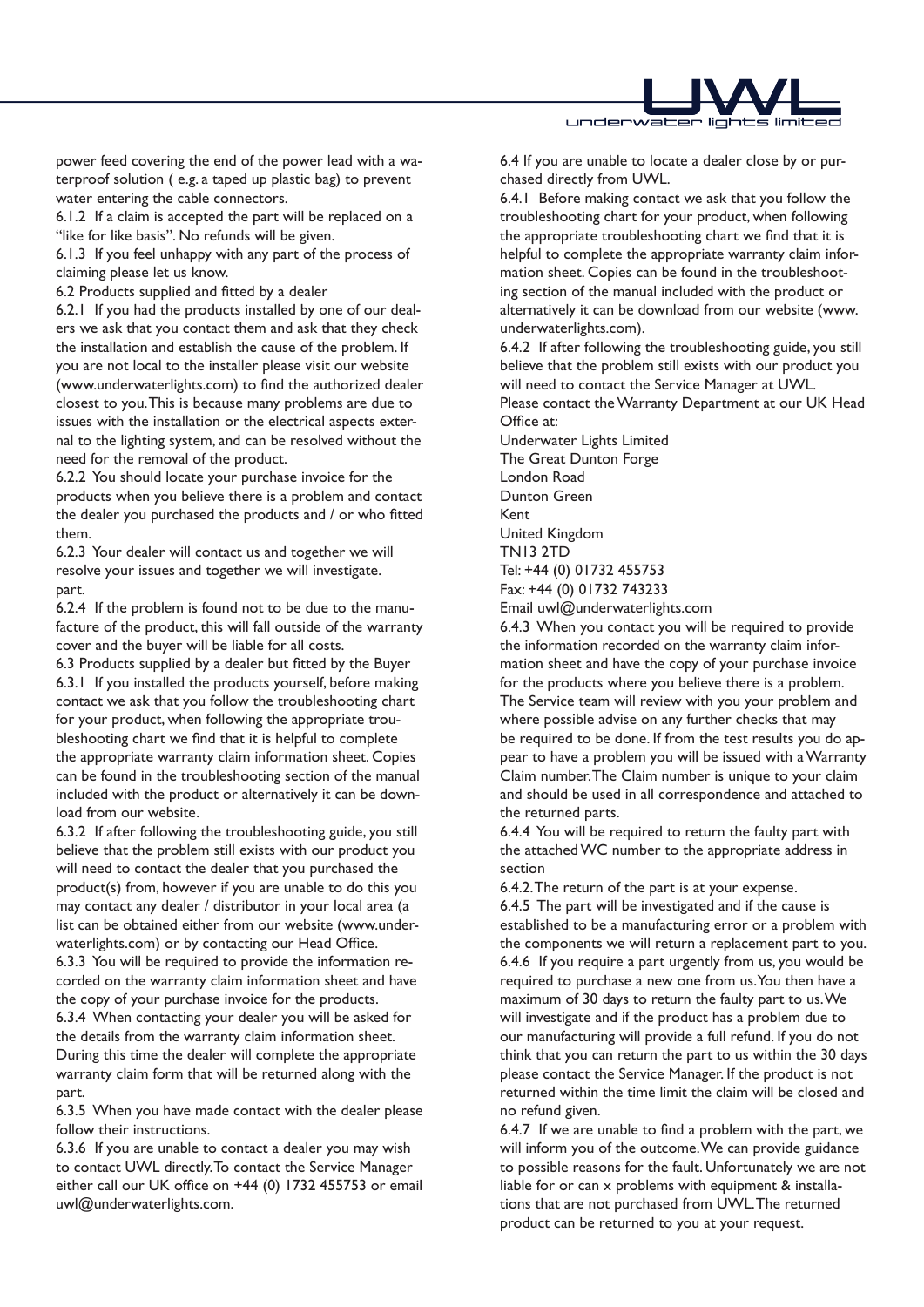power feed covering the end of the power lead with a waterproof solution ( e.g. a taped up plastic bag) to prevent water entering the cable connectors.

6.1.2 If a claim is accepted the part will be replaced on a "like for like basis". No refunds will be given.

6.1.3 If you feel unhappy with any part of the process of claiming please let us know.

6.2 Products supplied and fitted by a dealer

6.2.1 If you had the products installed by one of our dealers we ask that you contact them and ask that they check the installation and establish the cause of the problem. If you are not local to the installer please visit our website (www.underwaterlights.com) to find the authorized dealer closest to you. This is because many problems are due to issues with the installation or the electrical aspects external to the lighting system, and can be resolved without the need for the removal of the product.

6.2.2 You should locate your purchase invoice for the products when you believe there is a problem and contact the dealer you purchased the products and / or who fitted them.

6.2.3 Your dealer will contact us and together we will resolve your issues and together we will investigate. part.

6.2.4 If the problem is found not to be due to the manufacture of the product, this will fall outside of the warranty cover and the buyer will be liable for all costs.

6.3 Products supplied by a dealer but fitted by the Buyer

6.3.1 If you installed the products yourself, before making contact we ask that you follow the troubleshooting chart for your product, when following the appropriate troubleshooting chart we find that it is helpful to complete the appropriate warranty claim information sheet. Copies can be found in the troubleshooting section of the manual included with the product or alternatively it can be download from our website.

6.3.2 If after following the troubleshooting guide, you still believe that the problem still exists with our product you will need to contact the dealer that you purchased the product(s) from, however if you are unable to do this you may contact any dealer / distributor in your local area (a list can be obtained either from our website (www.underwaterlights.com) or by contacting our Head Office.

6.3.3 You will be required to provide the information recorded on the warranty claim information sheet and have the copy of your purchase invoice for the products.

6.3.4 When contacting your dealer you will be asked for the details from the warranty claim information sheet. During this time the dealer will complete the appropriate warranty claim form that will be returned along with the part.

6.3.5 When you have made contact with the dealer please follow their instructions.

6.3.6 If you are unable to contact a dealer you may wish to contact UWL directly. To contact the Service Manager either call our UK office on +44 (0) 1732 455753 or email uwl@underwaterlights.com.

6.4 If you are unable to locate a dealer close by or purchased directly from UWL.

6.4.1 Before making contact we ask that you follow the troubleshooting chart for your product, when following the appropriate troubleshooting chart we find that it is helpful to complete the appropriate warranty claim information sheet. Copies can be found in the troubleshooting section of the manual included with the product or alternatively it can be download from our website (www.underwaterlights.com).

6.4.2 If after following the troubleshooting guide, you still believe that the problem still exists with our product you will need to contact the Service Manager at UWL.

Please contact the Warranty Department at our UK Head Office at:

Underwater Lights Limited
The Great Dunton Forge
London Road
Dunton Green
Kent
United Kingdom
TN13 2TD
Tel: +44 (0) 01732 455753
Fax: +44 (0) 01732 743233
Email uwl@underwaterlights.com

6.4.3 When you contact you will be required to provide the information recorded on the warranty claim information sheet and have the copy of your purchase invoice for the products where you believe there is a problem. The Service team will review with you your problem and where possible advise on any further checks that may be required to be done. If from the test results you do appear to have a problem you will be issued with a Warranty Claim number. The Claim number is unique to your claim and should be used in all correspondence and attached to the returned parts.

6.4.4 You will be required to return the faulty part with the attached WC number to the appropriate address in section

6.4.2. The return of the part is at your expense.

6.4.5 The part will be investigated and if the cause is established to be a manufacturing error or a problem with the components we will return a replacement part to you.

6.4.6 If you require a part urgently from us, you would be required to purchase a new one from us. You then have a maximum of 30 days to return the faulty part to us. We will investigate and if the product has a problem due to our manufacturing will provide a full refund. If you do not think that you can return the part to us within the 30 days please contact the Service Manager. If the product is not returned within the time limit the claim will be closed and no refund given.

6.4.7 If we are unable to find a problem with the part, we will inform you of the outcome. We can provide guidance to possible reasons for the fault. Unfortunately we are not liable for or can x problems with equipment & installations that are not purchased from UWL. The returned product can be returned to you at your request.